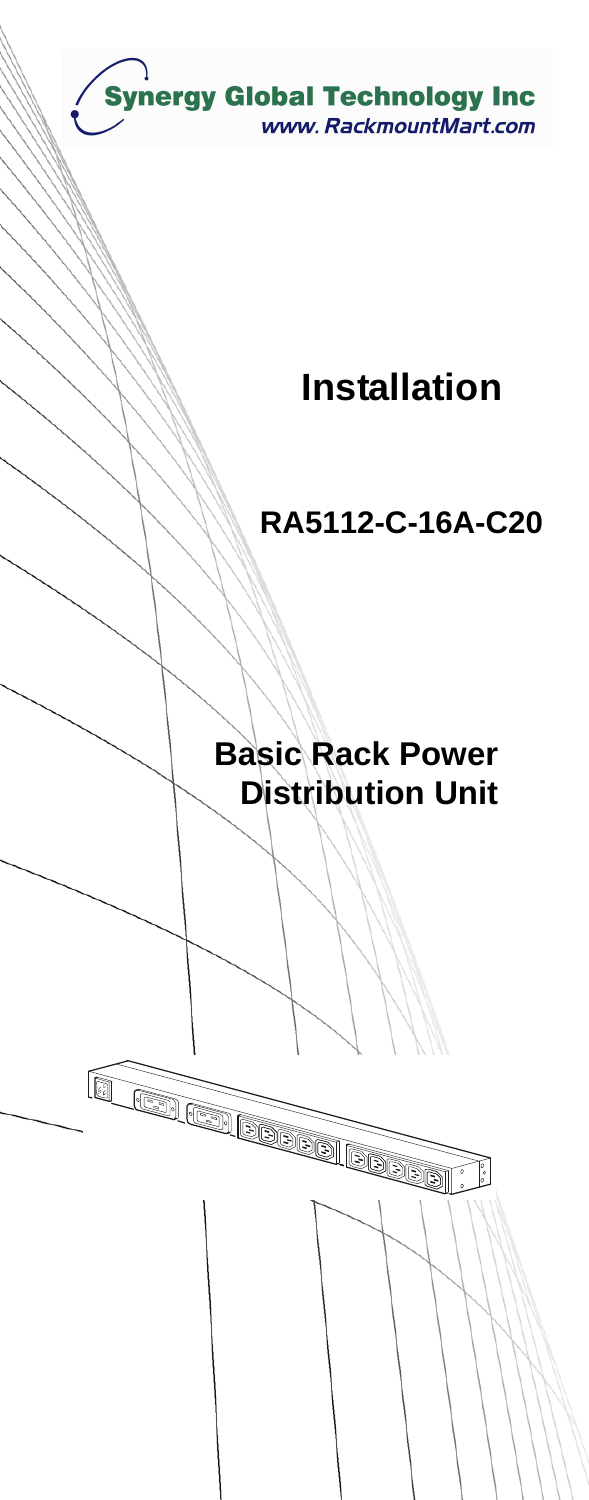Synergy Global Technology Inc
www. RackmountMart.com

# Installation

## RA5112-C-16A-C20

## Basic Rack Power Distribution Unit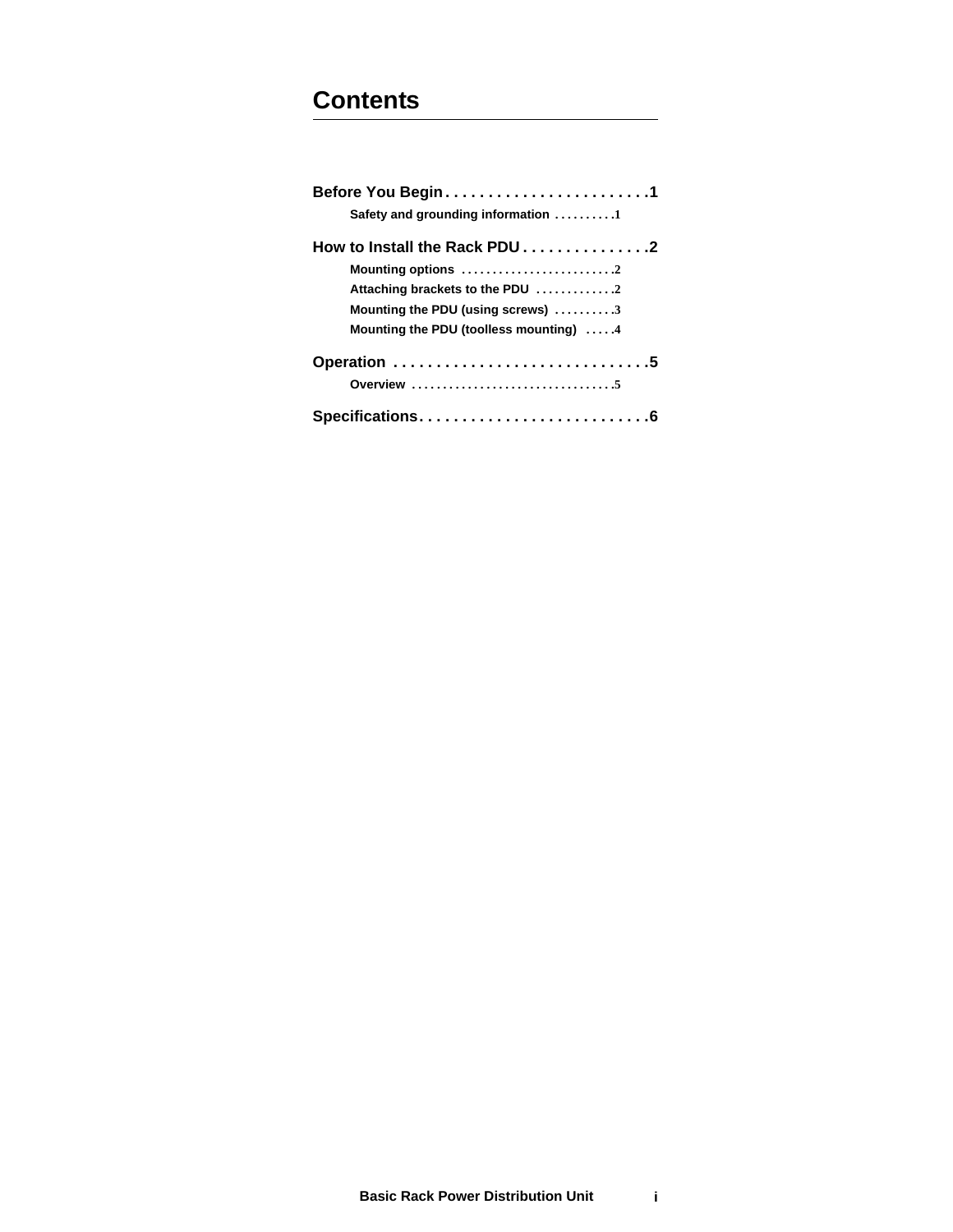# Contents

**Before You Begin . . . . . . . . . . . . . . . . . . . . . . . . 1**

- Safety and grounding information . . . . . . . . . 1

**How to Install the Rack PDU . . . . . . . . . . . . . . . 2**

- Mounting options . . . . . . . . . . . . . . . . . . . . . . . . 2
- Attaching brackets to the PDU . . . . . . . . . . . . 2
- Mounting the PDU (using screws) . . . . . . . . . 3
- Mounting the PDU (toolless mounting) . . . . . 4

**Operation . . . . . . . . . . . . . . . . . . . . . . . . . . . . . . 5**

- Overview . . . . . . . . . . . . . . . . . . . . . . . . . . . . . . . . 5

**Specifications . . . . . . . . . . . . . . . . . . . . . . . . . . . 6**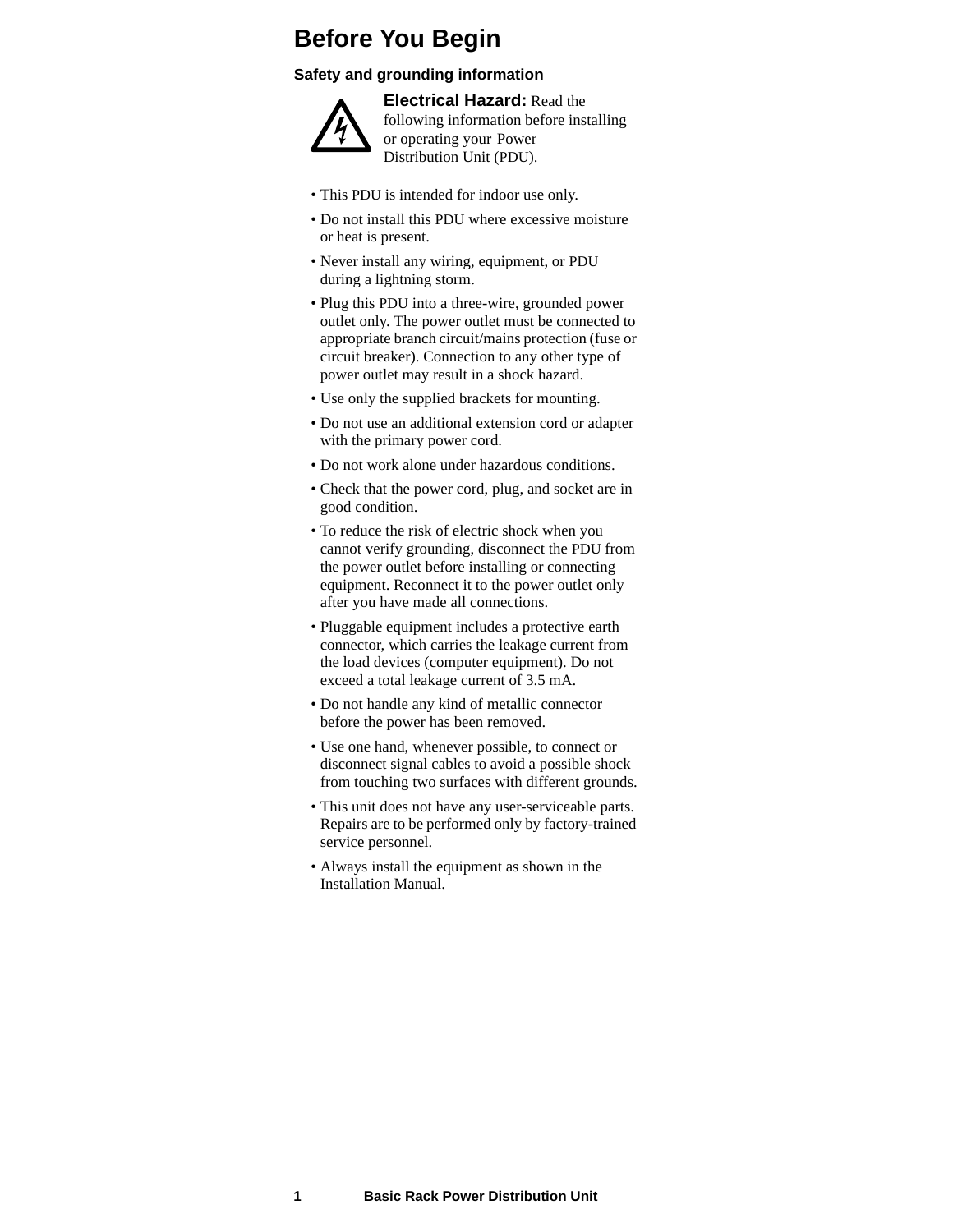# Before You Begin

### Safety and grounding information

**Electrical Hazard:** Read the following information before installing or operating your Power Distribution Unit (PDU).

- This PDU is intended for indoor use only.
- Do not install this PDU where excessive moisture or heat is present.
- Never install any wiring, equipment, or PDU during a lightning storm.
- Plug this PDU into a three-wire, grounded power outlet only. The power outlet must be connected to appropriate branch circuit/mains protection (fuse or circuit breaker). Connection to any other type of power outlet may result in a shock hazard.
- Use only the supplied brackets for mounting.
- Do not use an additional extension cord or adapter with the primary power cord.
- Do not work alone under hazardous conditions.
- Check that the power cord, plug, and socket are in good condition.
- To reduce the risk of electric shock when you cannot verify grounding, disconnect the PDU from the power outlet before installing or connecting equipment. Reconnect it to the power outlet only after you have made all connections.
- Pluggable equipment includes a protective earth connector, which carries the leakage current from the load devices (computer equipment). Do not exceed a total leakage current of 3.5 mA.
- Do not handle any kind of metallic connector before the power has been removed.
- Use one hand, whenever possible, to connect or disconnect signal cables to avoid a possible shock from touching two surfaces with different grounds.
- This unit does not have any user-serviceable parts. Repairs are to be performed only by factory-trained service personnel.
- Always install the equipment as shown in the Installation Manual.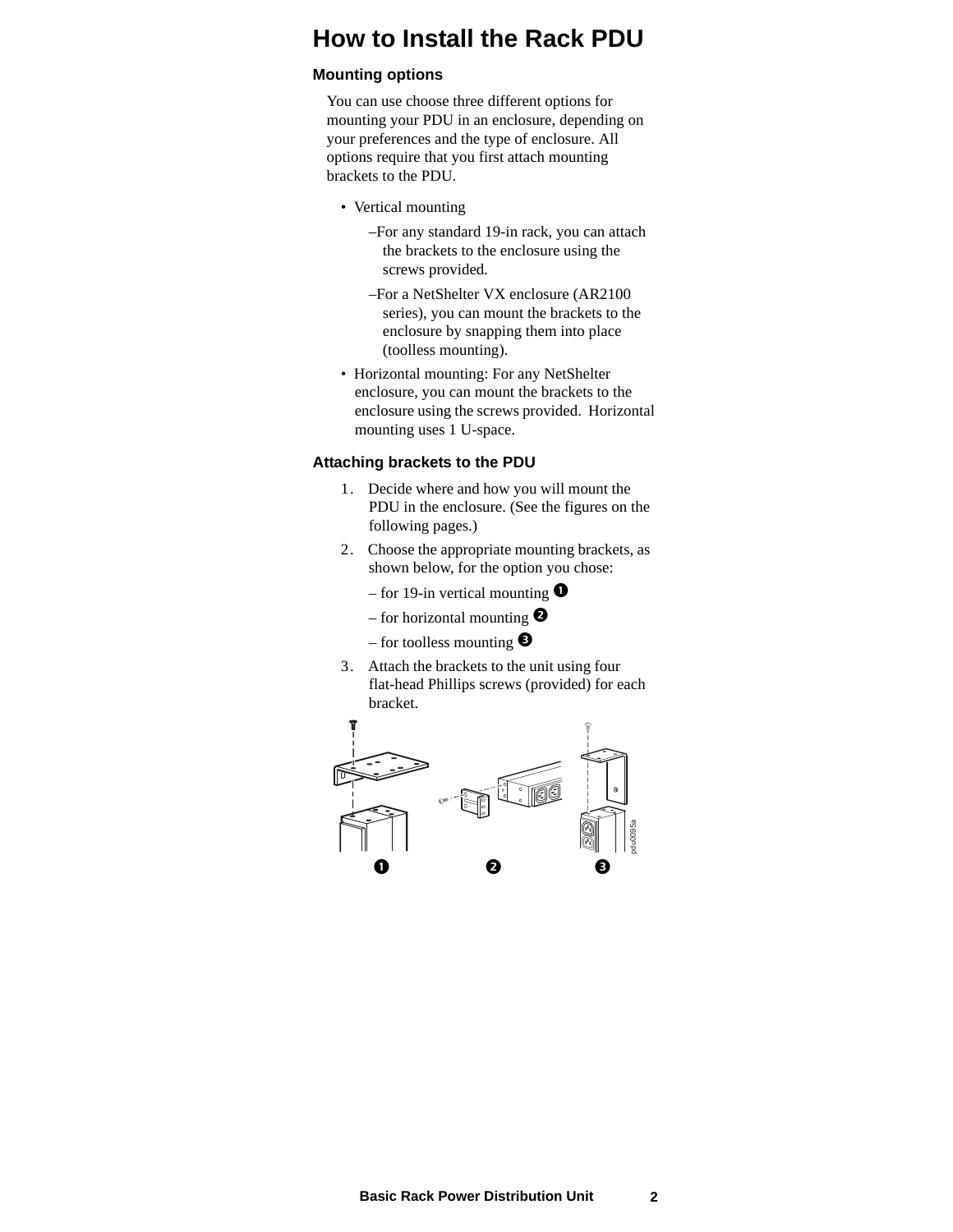# How to Install the Rack PDU

## Mounting options

You can use choose three different options for mounting your PDU in an enclosure, depending on your preferences and the type of enclosure. All options require that you first attach mounting brackets to the PDU.

- Vertical mounting
  - –For any standard 19-in rack, you can attach the brackets to the enclosure using the screws provided.
  - –For a NetShelter VX enclosure (AR2100 series), you can mount the brackets to the enclosure by snapping them into place (toolless mounting).
- Horizontal mounting: For any NetShelter enclosure, you can mount the brackets to the enclosure using the screws provided. Horizontal mounting uses 1 U-space.

## Attaching brackets to the PDU

1. Decide where and how you will mount the PDU in the enclosure. (See the figures on the following pages.)
2. Choose the appropriate mounting brackets, as shown below, for the option you chose:
   – for 19-in vertical mounting ❶
   – for horizontal mounting ❷
   – for toolless mounting ❸
3. Attach the brackets to the unit using four flat-head Phillips screws (provided) for each bracket.

❶ ❷ ❸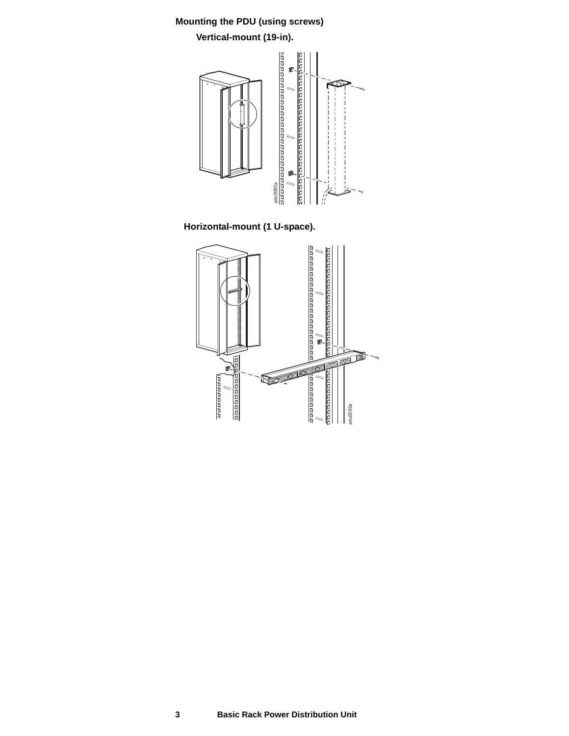## Mounting the PDU (using screws)

### Vertical-mount (19-in).

### Horizontal-mount (1 U-space).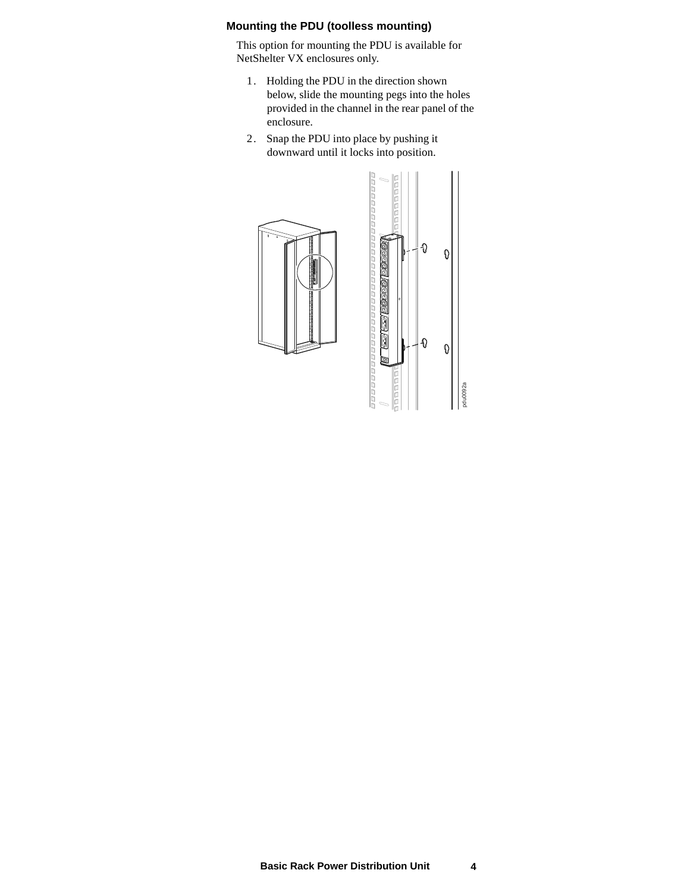### Mounting the PDU (toolless mounting)

This option for mounting the PDU is available for NetShelter VX enclosures only.

1. Holding the PDU in the direction shown below, slide the mounting pegs into the holes provided in the channel in the rear panel of the enclosure.
2. Snap the PDU into place by pushing it downward until it locks into position.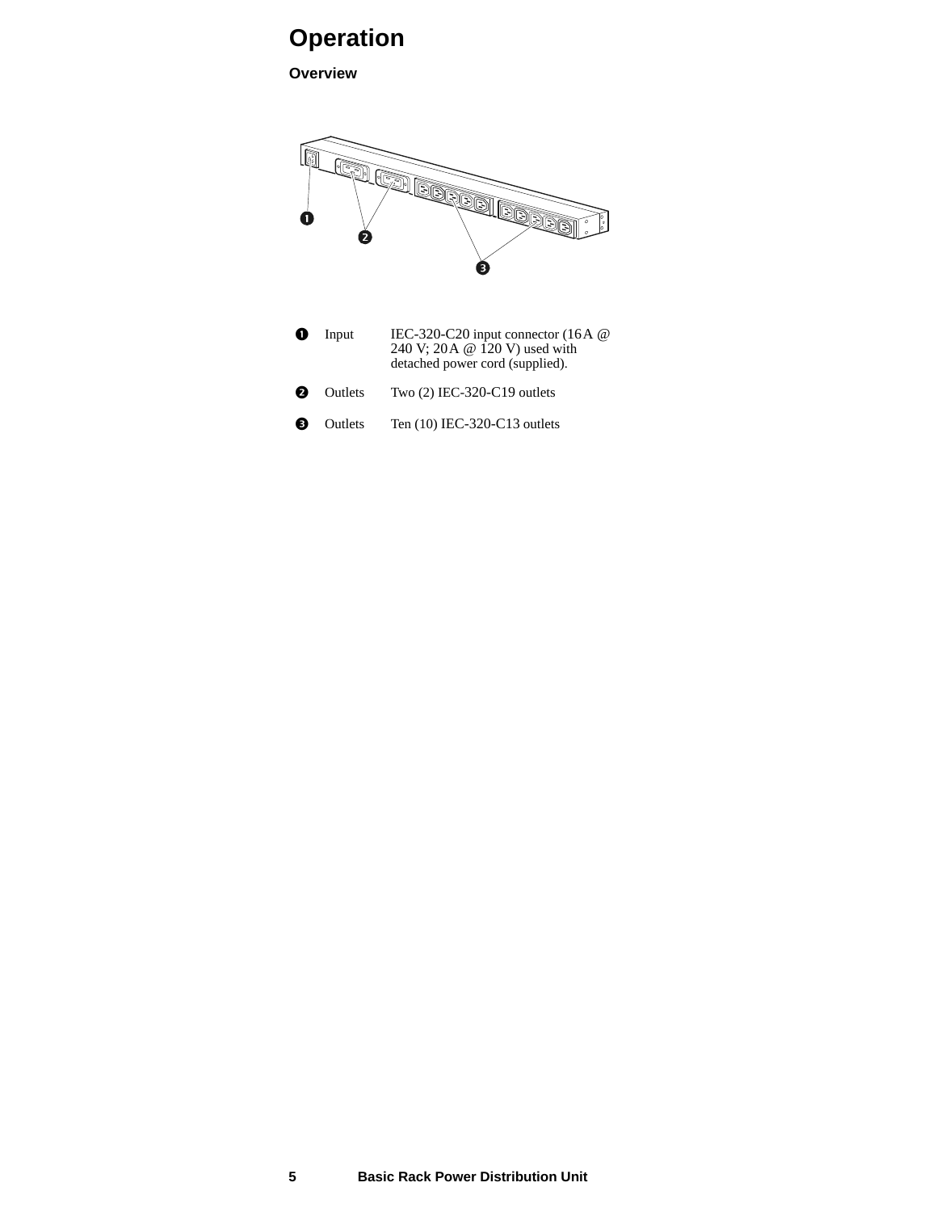# Operation

## Overview

| | | |
|---|---|---|
| ❶ Input | IEC-320-C20 input connector (16A @ 240 V; 20A @ 120 V) used with detached power cord (supplied). | |
| ❷ Outlets | Two (2) IEC-320-C19 outlets | |
| ❸ Outlets | Ten (10) IEC-320-C13 outlets | |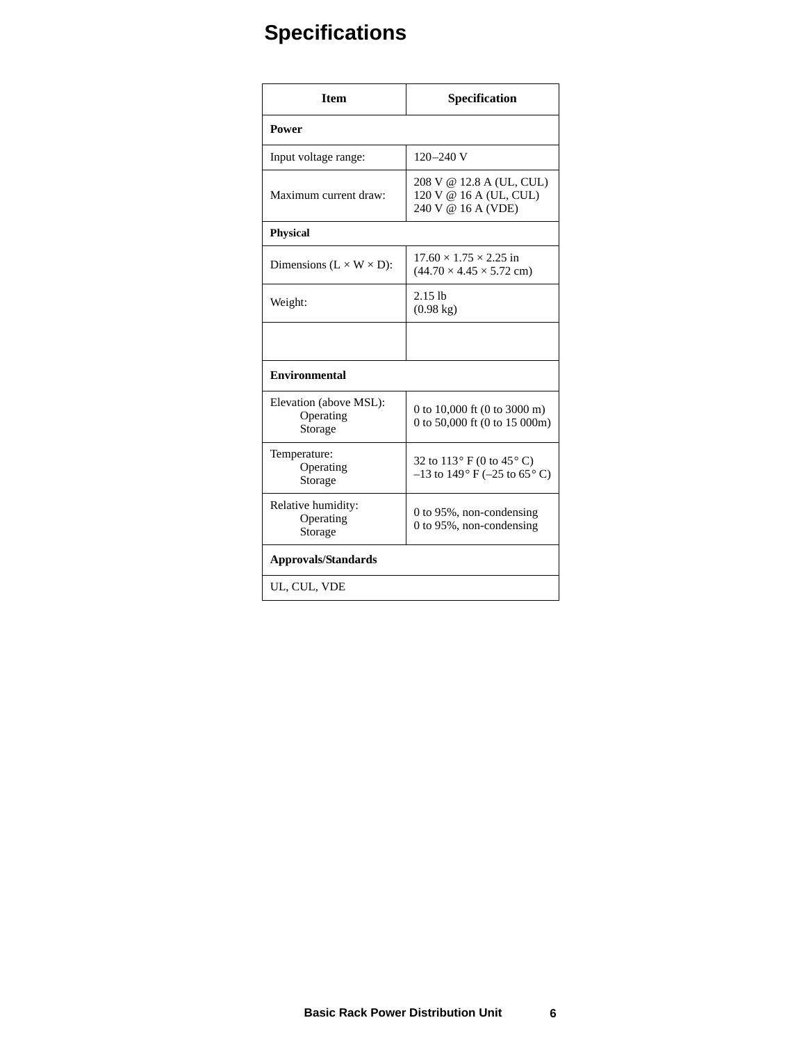# Specifications

| Item | Specification |
|---|---|
| **Power** | |
| Input voltage range: | 120–240 V |
| Maximum current draw: | 208 V @ 12.8 A (UL, CUL)<br>120 V @ 16 A (UL, CUL)<br>240 V @ 16 A (VDE) |
| **Physical** | |
| Dimensions (L × W × D): | 17.60 × 1.75 × 2.25 in<br>(44.70 × 4.45 × 5.72 cm) |
| Weight: | 2.15 lb<br>(0.98 kg) |
| | |
| **Environmental** | |
| Elevation (above MSL):<br>Operating<br>Storage | 0 to 10,000 ft (0 to 3000 m)<br>0 to 50,000 ft (0 to 15 000m) |
| Temperature:<br>Operating<br>Storage | 32 to 113° F (0 to 45° C)<br>–13 to 149° F (–25 to 65° C) |
| Relative humidity:<br>Operating<br>Storage | 0 to 95%, non-condensing<br>0 to 95%, non-condensing |
| **Approvals/Standards** | |
| UL, CUL, VDE | |